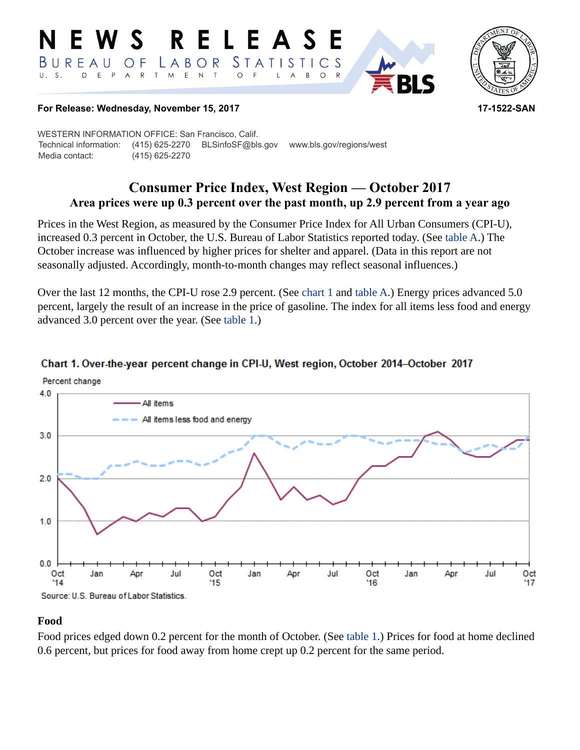# NEWS RELEASE

BUREAU OF LABOR STATISTICS
U. S. DEPARTMENT OF LABOR

**For Release: Wednesday, November 15, 2017** **17-1522-SAN**

WESTERN INFORMATION OFFICE: San Francisco, Calif.
Technical information: (415) 625-2270 BLSinfoSF@bls.gov www.bls.gov/regions/west
Media contact: (415) 625-2270

## Consumer Price Index, West Region — October 2017

### Area prices were up 0.3 percent over the past month, up 2.9 percent from a year ago

Prices in the West Region, as measured by the Consumer Price Index for All Urban Consumers (CPI-U), increased 0.3 percent in October, the U.S. Bureau of Labor Statistics reported today. (See table A.) The October increase was influenced by higher prices for shelter and apparel. (Data in this report are not seasonally adjusted. Accordingly, month-to-month changes may reflect seasonal influences.)

Over the last 12 months, the CPI-U rose 2.9 percent. (See chart 1 and table A.) Energy prices advanced 5.0 percent, largely the result of an increase in the price of gasoline. The index for all items less food and energy advanced 3.0 percent over the year. (See table 1.)

**Chart 1. Over-the-year percent change in CPI-U, West region, October 2014–October 2017**

Source: U.S. Bureau of Labor Statistics.

### Food

Food prices edged down 0.2 percent for the month of October. (See table 1.) Prices for food at home declined 0.6 percent, but prices for food away from home crept up 0.2 percent for the same period.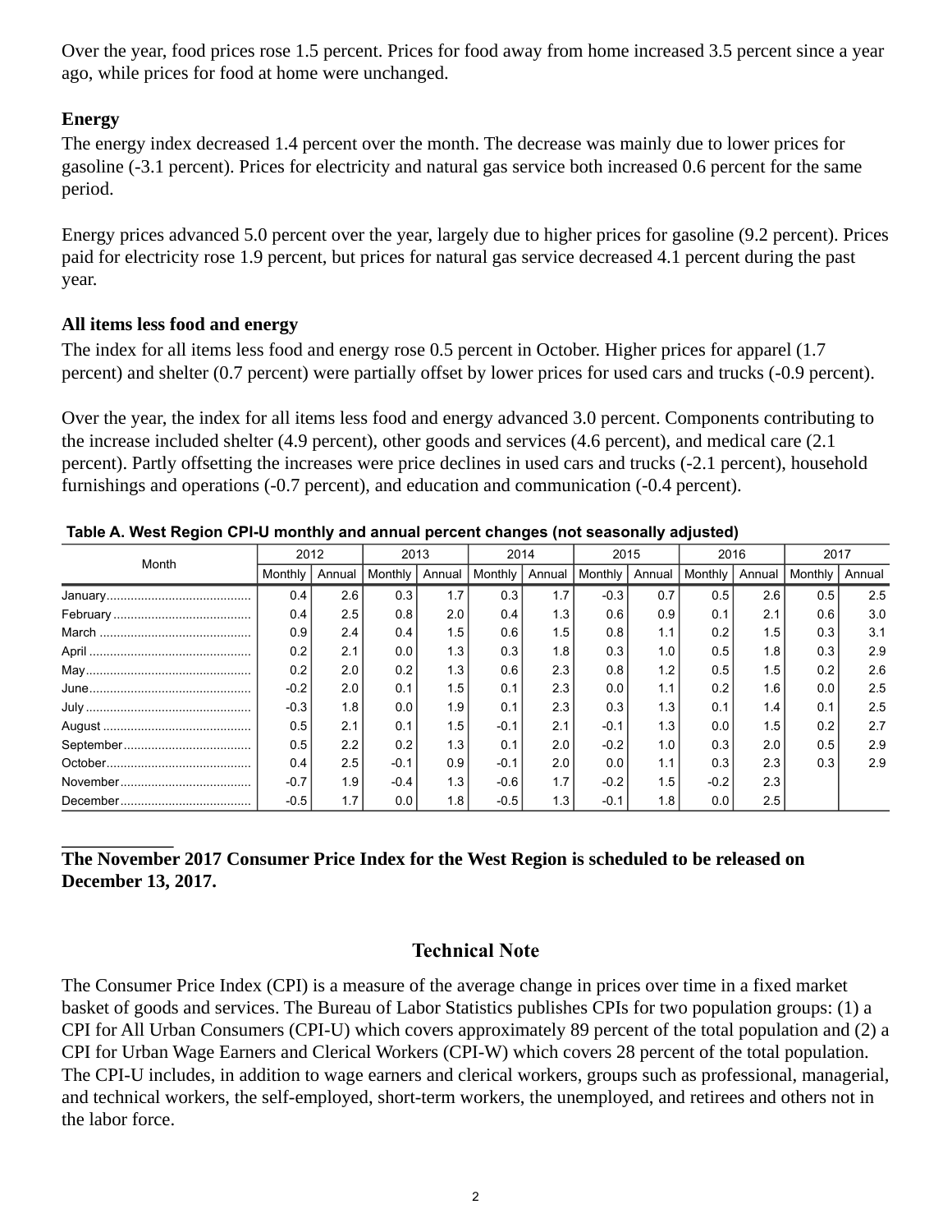Over the year, food prices rose 1.5 percent. Prices for food away from home increased 3.5 percent since a year ago, while prices for food at home were unchanged.

### Energy

The energy index decreased 1.4 percent over the month. The decrease was mainly due to lower prices for gasoline (-3.1 percent). Prices for electricity and natural gas service both increased 0.6 percent for the same period.

Energy prices advanced 5.0 percent over the year, largely due to higher prices for gasoline (9.2 percent). Prices paid for electricity rose 1.9 percent, but prices for natural gas service decreased 4.1 percent during the past year.

### All items less food and energy

The index for all items less food and energy rose 0.5 percent in October. Higher prices for apparel (1.7 percent) and shelter (0.7 percent) were partially offset by lower prices for used cars and trucks (-0.9 percent).

Over the year, the index for all items less food and energy advanced 3.0 percent. Components contributing to the increase included shelter (4.9 percent), other goods and services (4.6 percent), and medical care (2.1 percent). Partly offsetting the increases were price declines in used cars and trucks (-2.1 percent), household furnishings and operations (-0.7 percent), and education and communication (-0.4 percent).

**Table A. West Region CPI-U monthly and annual percent changes (not seasonally adjusted)**

| Month | 2012 | | 2013 | | 2014 | | 2015 | | 2016 | | 2017 | |
|---|---|---|---|---|---|---|---|---|---|---|---|---|
| | Monthly | Annual | Monthly | Annual | Monthly | Annual | Monthly | Annual | Monthly | Annual | Monthly | Annual |
| January | 0.4 | 2.6 | 0.3 | 1.7 | 0.3 | 1.7 | -0.3 | 0.7 | 0.5 | 2.6 | 0.5 | 2.5 |
| February | 0.4 | 2.5 | 0.8 | 2.0 | 0.4 | 1.3 | 0.6 | 0.9 | 0.1 | 2.1 | 0.6 | 3.0 |
| March | 0.9 | 2.4 | 0.4 | 1.5 | 0.6 | 1.5 | 0.8 | 1.1 | 0.2 | 1.5 | 0.3 | 3.1 |
| April | 0.2 | 2.1 | 0.0 | 1.3 | 0.3 | 1.8 | 0.3 | 1.0 | 0.5 | 1.8 | 0.3 | 2.9 |
| May | 0.2 | 2.0 | 0.2 | 1.3 | 0.6 | 2.3 | 0.8 | 1.2 | 0.5 | 1.5 | 0.2 | 2.6 |
| June | -0.2 | 2.0 | 0.1 | 1.5 | 0.1 | 2.3 | 0.0 | 1.1 | 0.2 | 1.6 | 0.0 | 2.5 |
| July | -0.3 | 1.8 | 0.0 | 1.9 | 0.1 | 2.3 | 0.3 | 1.3 | 0.1 | 1.4 | 0.1 | 2.5 |
| August | 0.5 | 2.1 | 0.1 | 1.5 | -0.1 | 2.1 | -0.1 | 1.3 | 0.0 | 1.5 | 0.2 | 2.7 |
| September | 0.5 | 2.2 | 0.2 | 1.3 | 0.1 | 2.0 | -0.2 | 1.0 | 0.3 | 2.0 | 0.5 | 2.9 |
| October | 0.4 | 2.5 | -0.1 | 0.9 | -0.1 | 2.0 | 0.0 | 1.1 | 0.3 | 2.3 | 0.3 | 2.9 |
| November | -0.7 | 1.9 | -0.4 | 1.3 | -0.6 | 1.7 | -0.2 | 1.5 | -0.2 | 2.3 | | |
| December | -0.5 | 1.7 | 0.0 | 1.8 | -0.5 | 1.3 | -0.1 | 1.8 | 0.0 | 2.5 | | |

**The November 2017 Consumer Price Index for the West Region is scheduled to be released on December 13, 2017.**

## Technical Note

The Consumer Price Index (CPI) is a measure of the average change in prices over time in a fixed market basket of goods and services. The Bureau of Labor Statistics publishes CPIs for two population groups: (1) a CPI for All Urban Consumers (CPI-U) which covers approximately 89 percent of the total population and (2) a CPI for Urban Wage Earners and Clerical Workers (CPI-W) which covers 28 percent of the total population. The CPI-U includes, in addition to wage earners and clerical workers, groups such as professional, managerial, and technical workers, the self-employed, short-term workers, the unemployed, and retirees and others not in the labor force.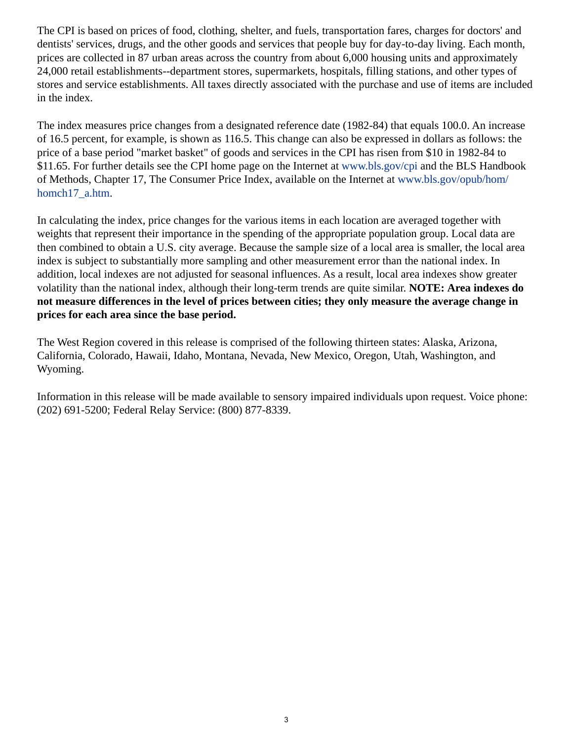The CPI is based on prices of food, clothing, shelter, and fuels, transportation fares, charges for doctors' and dentists' services, drugs, and the other goods and services that people buy for day-to-day living. Each month, prices are collected in 87 urban areas across the country from about 6,000 housing units and approximately 24,000 retail establishments--department stores, supermarkets, hospitals, filling stations, and other types of stores and service establishments. All taxes directly associated with the purchase and use of items are included in the index.

The index measures price changes from a designated reference date (1982-84) that equals 100.0. An increase of 16.5 percent, for example, is shown as 116.5. This change can also be expressed in dollars as follows: the price of a base period "market basket" of goods and services in the CPI has risen from $10 in 1982-84 to $11.65. For further details see the CPI home page on the Internet at www.bls.gov/cpi and the BLS Handbook of Methods, Chapter 17, The Consumer Price Index, available on the Internet at www.bls.gov/opub/hom/homch17_a.htm.

In calculating the index, price changes for the various items in each location are averaged together with weights that represent their importance in the spending of the appropriate population group. Local data are then combined to obtain a U.S. city average. Because the sample size of a local area is smaller, the local area index is subject to substantially more sampling and other measurement error than the national index. In addition, local indexes are not adjusted for seasonal influences. As a result, local area indexes show greater volatility than the national index, although their long-term trends are quite similar. **NOTE: Area indexes do not measure differences in the level of prices between cities; they only measure the average change in prices for each area since the base period.**

The West Region covered in this release is comprised of the following thirteen states: Alaska, Arizona, California, Colorado, Hawaii, Idaho, Montana, Nevada, New Mexico, Oregon, Utah, Washington, and Wyoming.

Information in this release will be made available to sensory impaired individuals upon request. Voice phone: (202) 691-5200; Federal Relay Service: (800) 877-8339.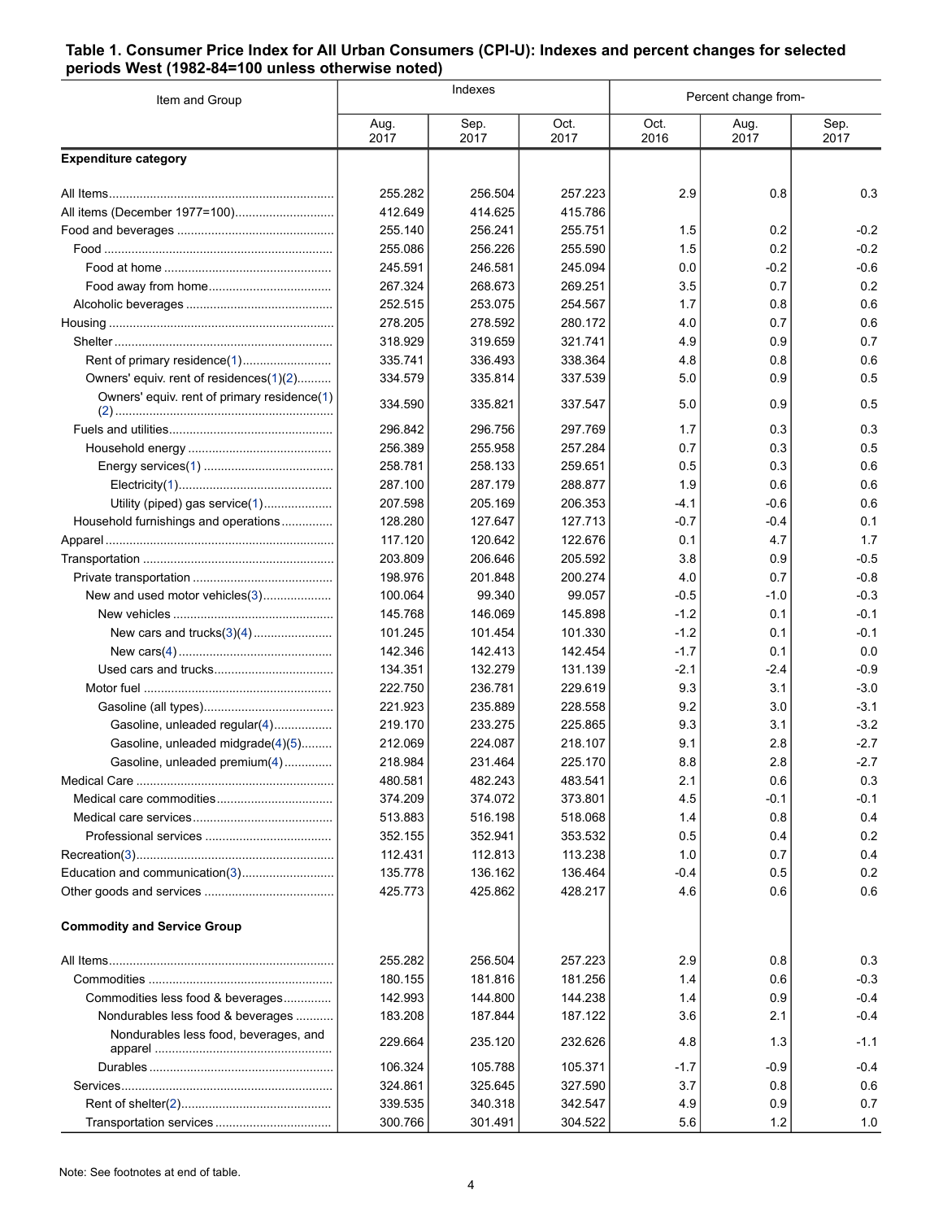**Table 1. Consumer Price Index for All Urban Consumers (CPI-U): Indexes and percent changes for selected periods West (1982-84=100 unless otherwise noted)**

| Item and Group | Indexes | | | Percent change from- | | |
|---|---|---|---|---|---|---|
| | Aug. 2017 | Sep. 2017 | Oct. 2017 | Oct. 2016 | Aug. 2017 | Sep. 2017 |
| **Expenditure category** | | | | | | |
| All Items | 255.282 | 256.504 | 257.223 | 2.9 | 0.8 | 0.3 |
| All items (December 1977=100) | 412.649 | 414.625 | 415.786 | | | |
| Food and beverages | 255.140 | 256.241 | 255.751 | 1.5 | 0.2 | -0.2 |
| Food | 255.086 | 256.226 | 255.590 | 1.5 | 0.2 | -0.2 |
| Food at home | 245.591 | 246.581 | 245.094 | 0.0 | -0.2 | -0.6 |
| Food away from home | 267.324 | 268.673 | 269.251 | 3.5 | 0.7 | 0.2 |
| Alcoholic beverages | 252.515 | 253.075 | 254.567 | 1.7 | 0.8 | 0.6 |
| Housing | 278.205 | 278.592 | 280.172 | 4.0 | 0.7 | 0.6 |
| Shelter | 318.929 | 319.659 | 321.741 | 4.9 | 0.9 | 0.7 |
| Rent of primary residence(1) | 335.741 | 336.493 | 338.364 | 4.8 | 0.8 | 0.6 |
| Owners' equiv. rent of residences(1)(2) | 334.579 | 335.814 | 337.539 | 5.0 | 0.9 | 0.5 |
| Owners' equiv. rent of primary residence(1)(2) | 334.590 | 335.821 | 337.547 | 5.0 | 0.9 | 0.5 |
| Fuels and utilities | 296.842 | 296.756 | 297.769 | 1.7 | 0.3 | 0.3 |
| Household energy | 256.389 | 255.958 | 257.284 | 0.7 | 0.3 | 0.5 |
| Energy services(1) | 258.781 | 258.133 | 259.651 | 0.5 | 0.3 | 0.6 |
| Electricity(1) | 287.100 | 287.179 | 288.877 | 1.9 | 0.6 | 0.6 |
| Utility (piped) gas service(1) | 207.598 | 205.169 | 206.353 | -4.1 | -0.6 | 0.6 |
| Household furnishings and operations | 128.280 | 127.647 | 127.713 | -0.7 | -0.4 | 0.1 |
| Apparel | 117.120 | 120.642 | 122.676 | 0.1 | 4.7 | 1.7 |
| Transportation | 203.809 | 206.646 | 205.592 | 3.8 | 0.9 | -0.5 |
| Private transportation | 198.976 | 201.848 | 200.274 | 4.0 | 0.7 | -0.8 |
| New and used motor vehicles(3) | 100.064 | 99.340 | 99.057 | -0.5 | -1.0 | -0.3 |
| New vehicles | 145.768 | 146.069 | 145.898 | -1.2 | 0.1 | -0.1 |
| New cars and trucks(3)(4) | 101.245 | 101.454 | 101.330 | -1.2 | 0.1 | -0.1 |
| New cars(4) | 142.346 | 142.413 | 142.454 | -1.7 | 0.1 | 0.0 |
| Used cars and trucks | 134.351 | 132.279 | 131.139 | -2.1 | -2.4 | -0.9 |
| Motor fuel | 222.750 | 236.781 | 229.619 | 9.3 | 3.1 | -3.0 |
| Gasoline (all types) | 221.923 | 235.889 | 228.558 | 9.2 | 3.0 | -3.1 |
| Gasoline, unleaded regular(4) | 219.170 | 233.275 | 225.865 | 9.3 | 3.1 | -3.2 |
| Gasoline, unleaded midgrade(4)(5) | 212.069 | 224.087 | 218.107 | 9.1 | 2.8 | -2.7 |
| Gasoline, unleaded premium(4) | 218.984 | 231.464 | 225.170 | 8.8 | 2.8 | -2.7 |
| Medical Care | 480.581 | 482.243 | 483.541 | 2.1 | 0.6 | 0.3 |
| Medical care commodities | 374.209 | 374.072 | 373.801 | 4.5 | -0.1 | -0.1 |
| Medical care services | 513.883 | 516.198 | 518.068 | 1.4 | 0.8 | 0.4 |
| Professional services | 352.155 | 352.941 | 353.532 | 0.5 | 0.4 | 0.2 |
| Recreation(3) | 112.431 | 112.813 | 113.238 | 1.0 | 0.7 | 0.4 |
| Education and communication(3) | 135.778 | 136.162 | 136.464 | -0.4 | 0.5 | 0.2 |
| Other goods and services | 425.773 | 425.862 | 428.217 | 4.6 | 0.6 | 0.6 |
| **Commodity and Service Group** | | | | | | |
| All Items | 255.282 | 256.504 | 257.223 | 2.9 | 0.8 | 0.3 |
| Commodities | 180.155 | 181.816 | 181.256 | 1.4 | 0.6 | -0.3 |
| Commodities less food & beverages | 142.993 | 144.800 | 144.238 | 1.4 | 0.9 | -0.4 |
| Nondurables less food & beverages | 183.208 | 187.844 | 187.122 | 3.6 | 2.1 | -0.4 |
| Nondurables less food, beverages, and apparel | 229.664 | 235.120 | 232.626 | 4.8 | 1.3 | -1.1 |
| Durables | 106.324 | 105.788 | 105.371 | -1.7 | -0.9 | -0.4 |
| Services | 324.861 | 325.645 | 327.590 | 3.7 | 0.8 | 0.6 |
| Rent of shelter(2) | 339.535 | 340.318 | 342.547 | 4.9 | 0.9 | 0.7 |
| Transportation services | 300.766 | 301.491 | 304.522 | 5.6 | 1.2 | 1.0 |

Note: See footnotes at end of table.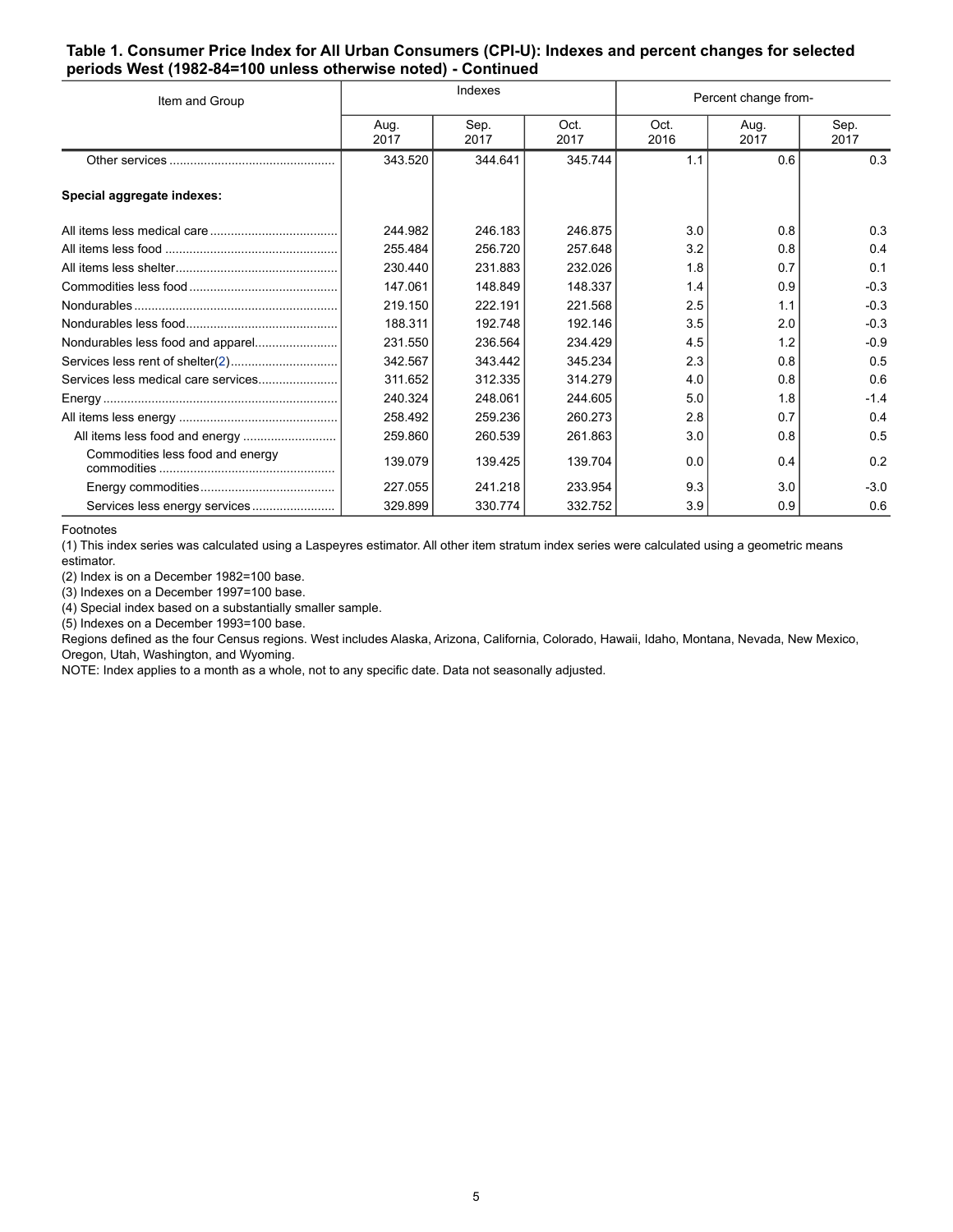**Table 1. Consumer Price Index for All Urban Consumers (CPI-U): Indexes and percent changes for selected periods West (1982-84=100 unless otherwise noted) - Continued**

| Item and Group | Indexes | | | Percent change from- | | |
|---|---|---|---|---|---|---|
| | Aug. 2017 | Sep. 2017 | Oct. 2017 | Oct. 2016 | Aug. 2017 | Sep. 2017 |
| Other services | 343.520 | 344.641 | 345.744 | 1.1 | 0.6 | 0.3 |
| **Special aggregate indexes:** | | | | | | |
| All items less medical care | 244.982 | 246.183 | 246.875 | 3.0 | 0.8 | 0.3 |
| All items less food | 255.484 | 256.720 | 257.648 | 3.2 | 0.8 | 0.4 |
| All items less shelter | 230.440 | 231.883 | 232.026 | 1.8 | 0.7 | 0.1 |
| Commodities less food | 147.061 | 148.849 | 148.337 | 1.4 | 0.9 | -0.3 |
| Nondurables | 219.150 | 222.191 | 221.568 | 2.5 | 1.1 | -0.3 |
| Nondurables less food | 188.311 | 192.748 | 192.146 | 3.5 | 2.0 | -0.3 |
| Nondurables less food and apparel | 231.550 | 236.564 | 234.429 | 4.5 | 1.2 | -0.9 |
| Services less rent of shelter(2) | 342.567 | 343.442 | 345.234 | 2.3 | 0.8 | 0.5 |
| Services less medical care services | 311.652 | 312.335 | 314.279 | 4.0 | 0.8 | 0.6 |
| Energy | 240.324 | 248.061 | 244.605 | 5.0 | 1.8 | -1.4 |
| All items less energy | 258.492 | 259.236 | 260.273 | 2.8 | 0.7 | 0.4 |
| All items less food and energy | 259.860 | 260.539 | 261.863 | 3.0 | 0.8 | 0.5 |
| Commodities less food and energy commodities | 139.079 | 139.425 | 139.704 | 0.0 | 0.4 | 0.2 |
| Energy commodities | 227.055 | 241.218 | 233.954 | 9.3 | 3.0 | -3.0 |
| Services less energy services | 329.899 | 330.774 | 332.752 | 3.9 | 0.9 | 0.6 |

Footnotes

(1) This index series was calculated using a Laspeyres estimator. All other item stratum index series were calculated using a geometric means estimator.

(2) Index is on a December 1982=100 base.

(3) Indexes on a December 1997=100 base.

(4) Special index based on a substantially smaller sample.

(5) Indexes on a December 1993=100 base.

Regions defined as the four Census regions. West includes Alaska, Arizona, California, Colorado, Hawaii, Idaho, Montana, Nevada, New Mexico, Oregon, Utah, Washington, and Wyoming.

NOTE: Index applies to a month as a whole, not to any specific date. Data not seasonally adjusted.